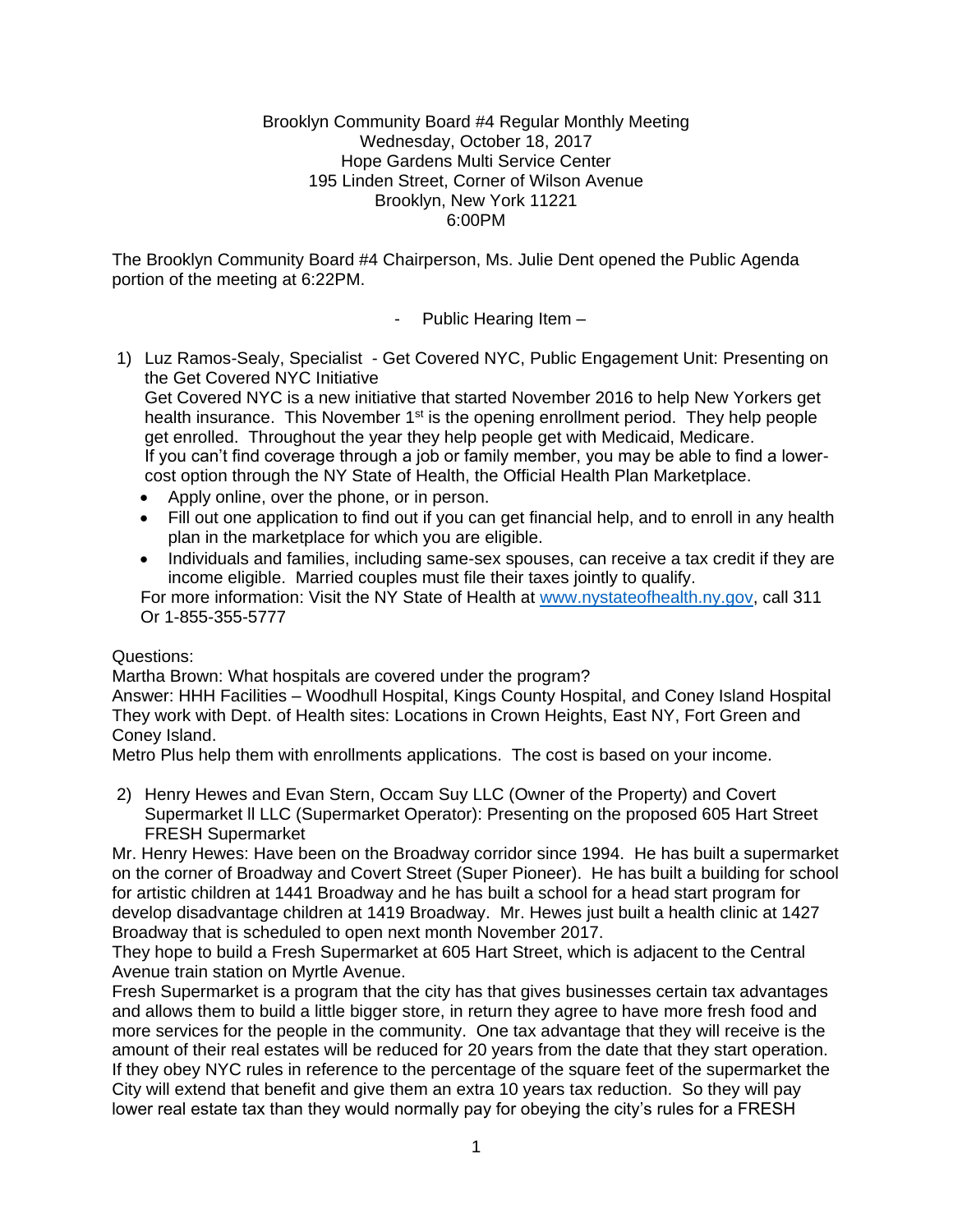Brooklyn Community Board #4 Regular Monthly Meeting
Wednesday, October 18, 2017
Hope Gardens Multi Service Center
195 Linden Street, Corner of Wilson Avenue
Brooklyn, New York 11221
6:00PM

The Brooklyn Community Board #4 Chairperson, Ms. Julie Dent opened the Public Agenda portion of the meeting at 6:22PM.

- Public Hearing Item –

1) Luz Ramos-Sealy, Specialist - Get Covered NYC, Public Engagement Unit: Presenting on the Get Covered NYC Initiative
   Get Covered NYC is a new initiative that started November 2016 to help New Yorkers get health insurance. This November 1st is the opening enrollment period. They help people get enrolled. Throughout the year they help people get with Medicaid, Medicare.
   If you can't find coverage through a job or family member, you may be able to find a lower-cost option through the NY State of Health, the Official Health Plan Marketplace.
   - Apply online, over the phone, or in person.
   - Fill out one application to find out if you can get financial help, and to enroll in any health plan in the marketplace for which you are eligible.
   - Individuals and families, including same-sex spouses, can receive a tax credit if they are income eligible. Married couples must file their taxes jointly to qualify.

   For more information: Visit the NY State of Health at www.nystateofhealth.ny.gov, call 311 Or 1-855-355-5777

Questions:
Martha Brown: What hospitals are covered under the program?
Answer: HHH Facilities – Woodhull Hospital, Kings County Hospital, and Coney Island Hospital They work with Dept. of Health sites: Locations in Crown Heights, East NY, Fort Green and Coney Island.
Metro Plus help them with enrollments applications. The cost is based on your income.

2) Henry Hewes and Evan Stern, Occam Suy LLC (Owner of the Property) and Covert Supermarket ll LLC (Supermarket Operator): Presenting on the proposed 605 Hart Street FRESH Supermarket

Mr. Henry Hewes: Have been on the Broadway corridor since 1994. He has built a supermarket on the corner of Broadway and Covert Street (Super Pioneer). He has built a building for school for artistic children at 1441 Broadway and he has built a school for a head start program for develop disadvantage children at 1419 Broadway. Mr. Hewes just built a health clinic at 1427 Broadway that is scheduled to open next month November 2017.
They hope to build a Fresh Supermarket at 605 Hart Street, which is adjacent to the Central Avenue train station on Myrtle Avenue.
Fresh Supermarket is a program that the city has that gives businesses certain tax advantages and allows them to build a little bigger store, in return they agree to have more fresh food and more services for the people in the community. One tax advantage that they will receive is the amount of their real estates will be reduced for 20 years from the date that they start operation. If they obey NYC rules in reference to the percentage of the square feet of the supermarket the City will extend that benefit and give them an extra 10 years tax reduction. So they will pay lower real estate tax than they would normally pay for obeying the city's rules for a FRESH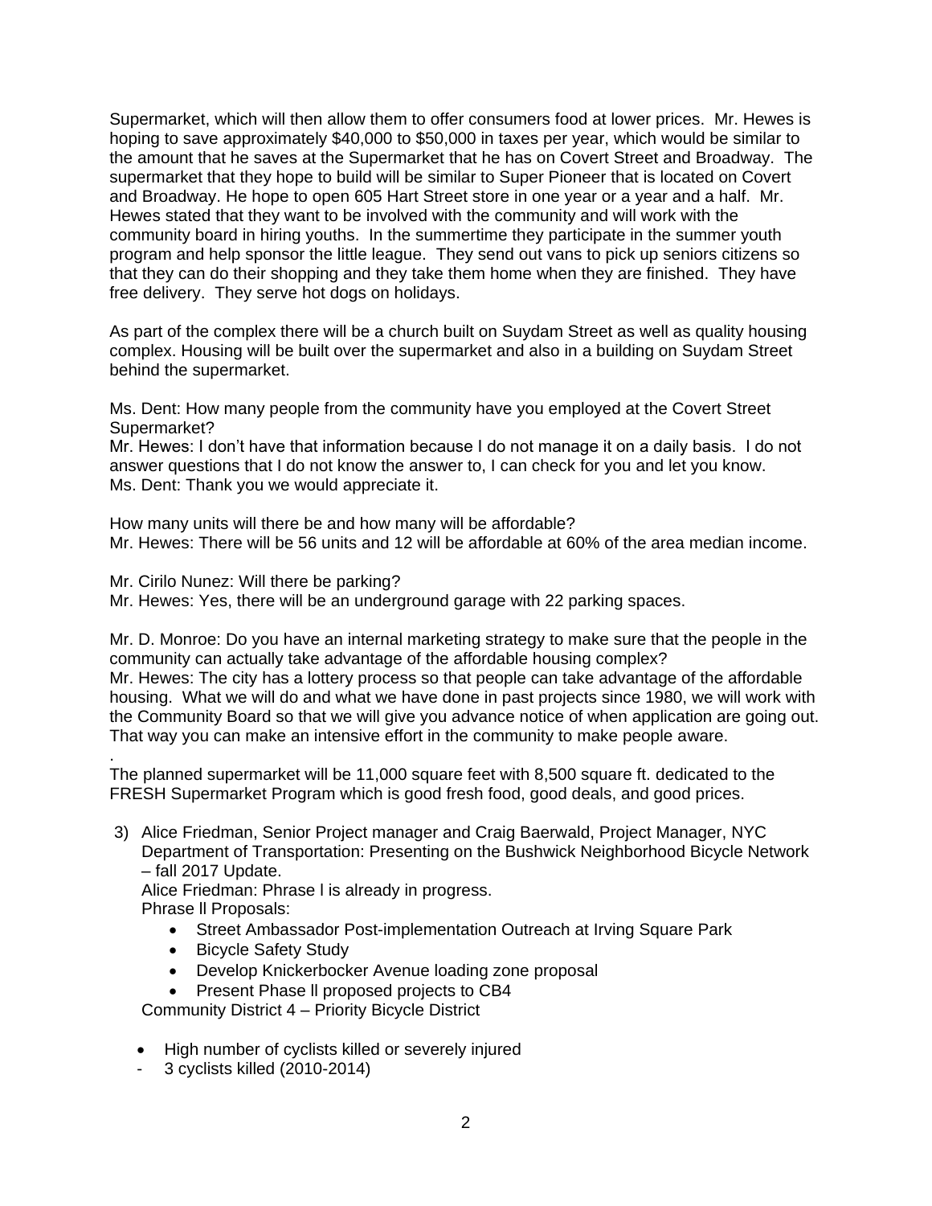Supermarket, which will then allow them to offer consumers food at lower prices. Mr. Hewes is hoping to save approximately $40,000 to $50,000 in taxes per year, which would be similar to the amount that he saves at the Supermarket that he has on Covert Street and Broadway. The supermarket that they hope to build will be similar to Super Pioneer that is located on Covert and Broadway. He hope to open 605 Hart Street store in one year or a year and a half. Mr. Hewes stated that they want to be involved with the community and will work with the community board in hiring youths. In the summertime they participate in the summer youth program and help sponsor the little league. They send out vans to pick up seniors citizens so that they can do their shopping and they take them home when they are finished. They have free delivery. They serve hot dogs on holidays.

As part of the complex there will be a church built on Suydam Street as well as quality housing complex. Housing will be built over the supermarket and also in a building on Suydam Street behind the supermarket.

Ms. Dent: How many people from the community have you employed at the Covert Street Supermarket?
Mr. Hewes: I don't have that information because I do not manage it on a daily basis. I do not answer questions that I do not know the answer to, I can check for you and let you know.
Ms. Dent: Thank you we would appreciate it.

How many units will there be and how many will be affordable?
Mr. Hewes: There will be 56 units and 12 will be affordable at 60% of the area median income.

Mr. Cirilo Nunez: Will there be parking?
Mr. Hewes: Yes, there will be an underground garage with 22 parking spaces.

Mr. D. Monroe: Do you have an internal marketing strategy to make sure that the people in the community can actually take advantage of the affordable housing complex?
Mr. Hewes: The city has a lottery process so that people can take advantage of the affordable housing. What we will do and what we have done in past projects since 1980, we will work with the Community Board so that we will give you advance notice of when application are going out. That way you can make an intensive effort in the community to make people aware.

.
The planned supermarket will be 11,000 square feet with 8,500 square ft. dedicated to the FRESH Supermarket Program which is good fresh food, good deals, and good prices.

3) Alice Friedman, Senior Project manager and Craig Baerwald, Project Manager, NYC Department of Transportation: Presenting on the Bushwick Neighborhood Bicycle Network – fall 2017 Update.
   Alice Friedman: Phrase l is already in progress.
   Phrase ll Proposals:
   - Street Ambassador Post-implementation Outreach at Irving Square Park
   - Bicycle Safety Study
   - Develop Knickerbocker Avenue loading zone proposal
   - Present Phase ll proposed projects to CB4

   Community District 4 – Priority Bicycle District

   - High number of cyclists killed or severely injured
   - 3 cyclists killed (2010-2014)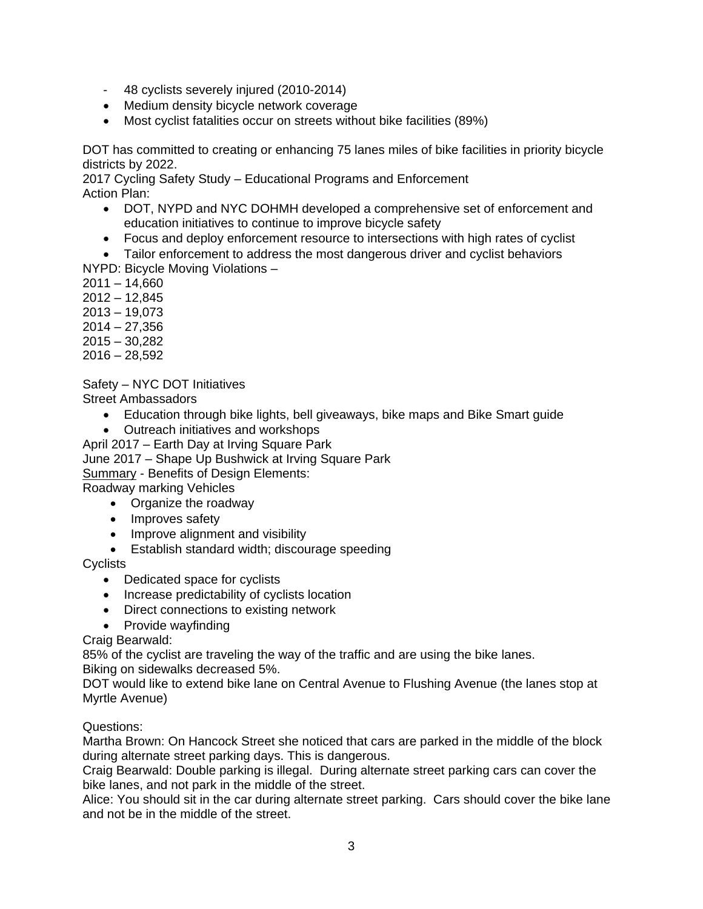- 48 cyclists severely injured (2010-2014)

- Medium density bicycle network coverage
- Most cyclist fatalities occur on streets without bike facilities (89%)

DOT has committed to creating or enhancing 75 lanes miles of bike facilities in priority bicycle districts by 2022.
2017 Cycling Safety Study – Educational Programs and Enforcement
Action Plan:

- DOT, NYPD and NYC DOHMH developed a comprehensive set of enforcement and education initiatives to continue to improve bicycle safety
- Focus and deploy enforcement resource to intersections with high rates of cyclist
- Tailor enforcement to address the most dangerous driver and cyclist behaviors

NYPD: Bicycle Moving Violations –
2011 – 14,660
2012 – 12,845
2013 – 19,073
2014 – 27,356
2015 – 30,282
2016 – 28,592

Safety – NYC DOT Initiatives
Street Ambassadors

- Education through bike lights, bell giveaways, bike maps and Bike Smart guide
- Outreach initiatives and workshops

April 2017 – Earth Day at Irving Square Park
June 2017 – Shape Up Bushwick at Irving Square Park
<u>Summary</u> - Benefits of Design Elements:
Roadway marking Vehicles

- Organize the roadway
- Improves safety
- Improve alignment and visibility
- Establish standard width; discourage speeding

Cyclists

- Dedicated space for cyclists
- Increase predictability of cyclists location
- Direct connections to existing network
- Provide wayfinding

Craig Bearwald:
85% of the cyclist are traveling the way of the traffic and are using the bike lanes.
Biking on sidewalks decreased 5%.
DOT would like to extend bike lane on Central Avenue to Flushing Avenue (the lanes stop at Myrtle Avenue)

Questions:
Martha Brown: On Hancock Street she noticed that cars are parked in the middle of the block during alternate street parking days. This is dangerous.
Craig Bearwald: Double parking is illegal. During alternate street parking cars can cover the bike lanes, and not park in the middle of the street.
Alice: You should sit in the car during alternate street parking. Cars should cover the bike lane and not be in the middle of the street.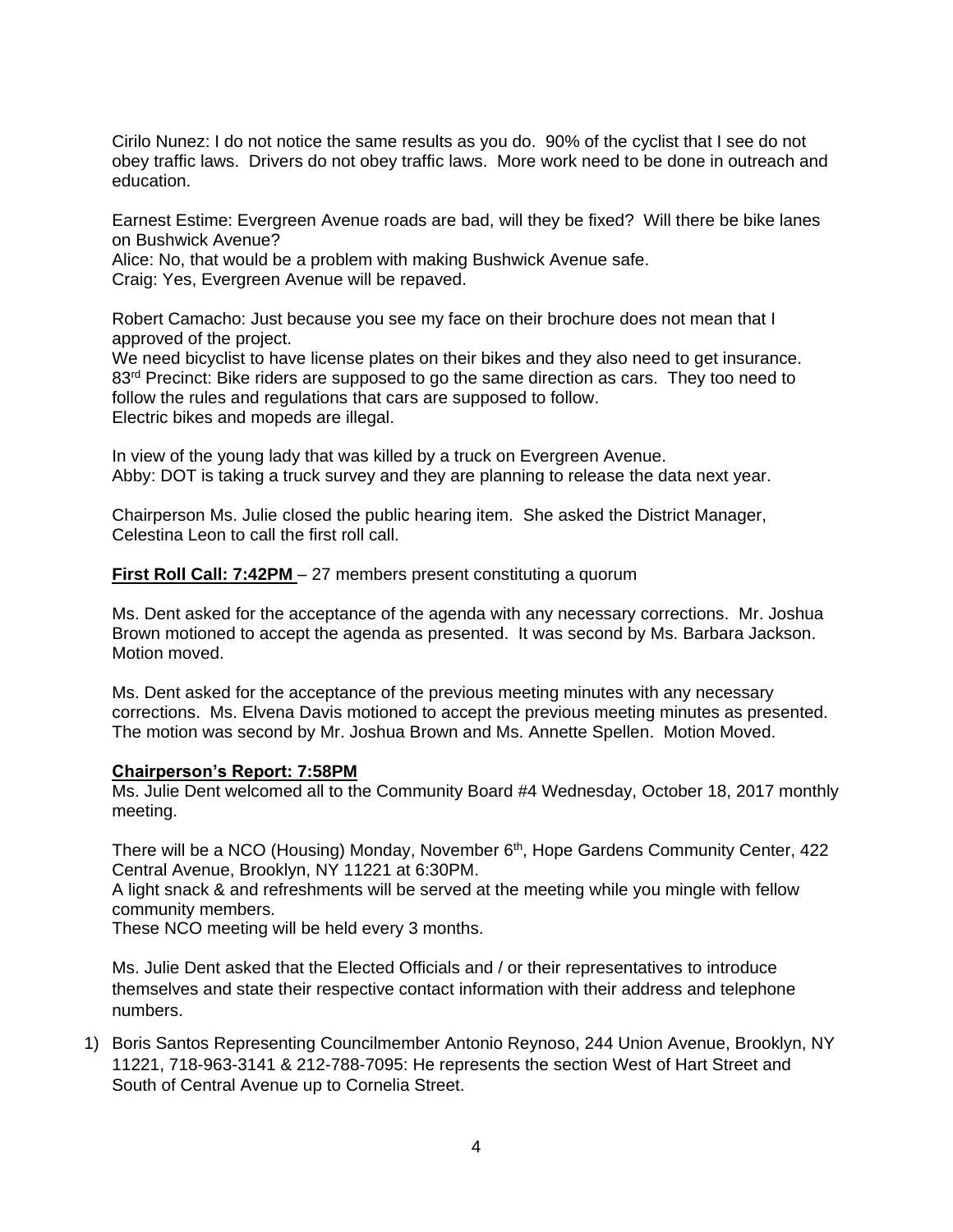Cirilo Nunez: I do not notice the same results as you do. 90% of the cyclist that I see do not obey traffic laws. Drivers do not obey traffic laws. More work need to be done in outreach and education.

Earnest Estime: Evergreen Avenue roads are bad, will they be fixed? Will there be bike lanes on Bushwick Avenue?
Alice: No, that would be a problem with making Bushwick Avenue safe.
Craig: Yes, Evergreen Avenue will be repaved.

Robert Camacho: Just because you see my face on their brochure does not mean that I approved of the project.
We need bicyclist to have license plates on their bikes and they also need to get insurance.
83rd Precinct: Bike riders are supposed to go the same direction as cars. They too need to follow the rules and regulations that cars are supposed to follow.
Electric bikes and mopeds are illegal.

In view of the young lady that was killed by a truck on Evergreen Avenue.
Abby: DOT is taking a truck survey and they are planning to release the data next year.

Chairperson Ms. Julie closed the public hearing item. She asked the District Manager, Celestina Leon to call the first roll call.

**First Roll Call: 7:42PM** – 27 members present constituting a quorum

Ms. Dent asked for the acceptance of the agenda with any necessary corrections. Mr. Joshua Brown motioned to accept the agenda as presented. It was second by Ms. Barbara Jackson. Motion moved.

Ms. Dent asked for the acceptance of the previous meeting minutes with any necessary corrections. Ms. Elvena Davis motioned to accept the previous meeting minutes as presented. The motion was second by Mr. Joshua Brown and Ms. Annette Spellen. Motion Moved.

**Chairperson's Report: 7:58PM**
Ms. Julie Dent welcomed all to the Community Board #4 Wednesday, October 18, 2017 monthly meeting.

There will be a NCO (Housing) Monday, November 6th, Hope Gardens Community Center, 422 Central Avenue, Brooklyn, NY 11221 at 6:30PM.
A light snack & and refreshments will be served at the meeting while you mingle with fellow community members.
These NCO meeting will be held every 3 months.

Ms. Julie Dent asked that the Elected Officials and / or their representatives to introduce themselves and state their respective contact information with their address and telephone numbers.

1) Boris Santos Representing Councilmember Antonio Reynoso, 244 Union Avenue, Brooklyn, NY 11221, 718-963-3141 & 212-788-7095: He represents the section West of Hart Street and South of Central Avenue up to Cornelia Street.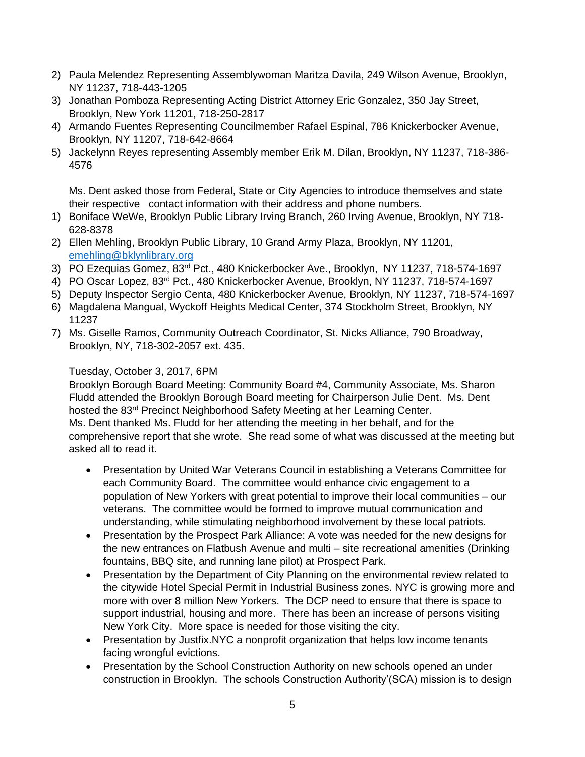2) Paula Melendez Representing Assemblywoman Maritza Davila, 249 Wilson Avenue, Brooklyn, NY 11237, 718-443-1205
3) Jonathan Pomboza Representing Acting District Attorney Eric Gonzalez, 350 Jay Street, Brooklyn, New York 11201, 718-250-2817
4) Armando Fuentes Representing Councilmember Rafael Espinal, 786 Knickerbocker Avenue, Brooklyn, NY 11207, 718-642-8664
5) Jackelynn Reyes representing Assembly member Erik M. Dilan, Brooklyn, NY 11237, 718-386-4576

Ms. Dent asked those from Federal, State or City Agencies to introduce themselves and state their respective contact information with their address and phone numbers.

1) Boniface WeWe, Brooklyn Public Library Irving Branch, 260 Irving Avenue, Brooklyn, NY 718-628-8378
2) Ellen Mehling, Brooklyn Public Library, 10 Grand Army Plaza, Brooklyn, NY 11201, emehling@bklynlibrary.org
3) PO Ezequias Gomez, 83rd Pct., 480 Knickerbocker Ave., Brooklyn, NY 11237, 718-574-1697
4) PO Oscar Lopez, 83rd Pct., 480 Knickerbocker Avenue, Brooklyn, NY 11237, 718-574-1697
5) Deputy Inspector Sergio Centa, 480 Knickerbocker Avenue, Brooklyn, NY 11237, 718-574-1697
6) Magdalena Mangual, Wyckoff Heights Medical Center, 374 Stockholm Street, Brooklyn, NY 11237
7) Ms. Giselle Ramos, Community Outreach Coordinator, St. Nicks Alliance, 790 Broadway, Brooklyn, NY, 718-302-2057 ext. 435.

Tuesday, October 3, 2017, 6PM

Brooklyn Borough Board Meeting: Community Board #4, Community Associate, Ms. Sharon Fludd attended the Brooklyn Borough Board meeting for Chairperson Julie Dent. Ms. Dent hosted the 83rd Precinct Neighborhood Safety Meeting at her Learning Center.
Ms. Dent thanked Ms. Fludd for her attending the meeting in her behalf, and for the comprehensive report that she wrote. She read some of what was discussed at the meeting but asked all to read it.

- Presentation by United War Veterans Council in establishing a Veterans Committee for each Community Board. The committee would enhance civic engagement to a population of New Yorkers with great potential to improve their local communities – our veterans. The committee would be formed to improve mutual communication and understanding, while stimulating neighborhood involvement by these local patriots.
- Presentation by the Prospect Park Alliance: A vote was needed for the new designs for the new entrances on Flatbush Avenue and multi – site recreational amenities (Drinking fountains, BBQ site, and running lane pilot) at Prospect Park.
- Presentation by the Department of City Planning on the environmental review related to the citywide Hotel Special Permit in Industrial Business zones. NYC is growing more and more with over 8 million New Yorkers. The DCP need to ensure that there is space to support industrial, housing and more. There has been an increase of persons visiting New York City. More space is needed for those visiting the city.
- Presentation by Justfix.NYC a nonprofit organization that helps low income tenants facing wrongful evictions.
- Presentation by the School Construction Authority on new schools opened an under construction in Brooklyn. The schools Construction Authority'(SCA) mission is to design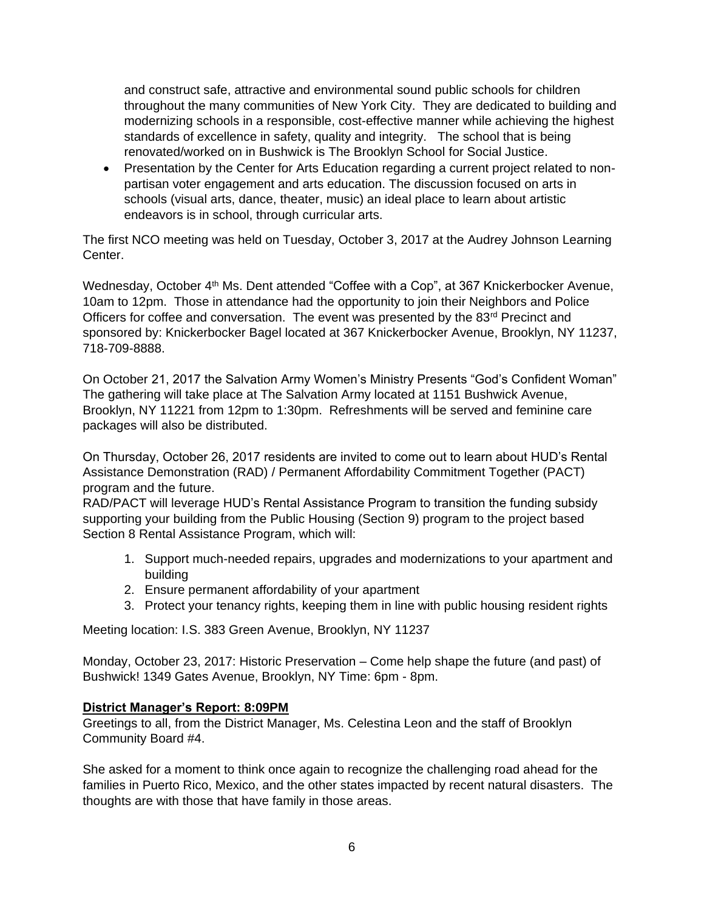and construct safe, attractive and environmental sound public schools for children throughout the many communities of New York City. They are dedicated to building and modernizing schools in a responsible, cost-effective manner while achieving the highest standards of excellence in safety, quality and integrity. The school that is being renovated/worked on in Bushwick is The Brooklyn School for Social Justice.

- Presentation by the Center for Arts Education regarding a current project related to non-partisan voter engagement and arts education. The discussion focused on arts in schools (visual arts, dance, theater, music) an ideal place to learn about artistic endeavors is in school, through curricular arts.

The first NCO meeting was held on Tuesday, October 3, 2017 at the Audrey Johnson Learning Center.

Wednesday, October 4th Ms. Dent attended "Coffee with a Cop", at 367 Knickerbocker Avenue, 10am to 12pm. Those in attendance had the opportunity to join their Neighbors and Police Officers for coffee and conversation. The event was presented by the 83rd Precinct and sponsored by: Knickerbocker Bagel located at 367 Knickerbocker Avenue, Brooklyn, NY 11237, 718-709-8888.

On October 21, 2017 the Salvation Army Women's Ministry Presents "God's Confident Woman" The gathering will take place at The Salvation Army located at 1151 Bushwick Avenue, Brooklyn, NY 11221 from 12pm to 1:30pm. Refreshments will be served and feminine care packages will also be distributed.

On Thursday, October 26, 2017 residents are invited to come out to learn about HUD's Rental Assistance Demonstration (RAD) / Permanent Affordability Commitment Together (PACT) program and the future.
RAD/PACT will leverage HUD's Rental Assistance Program to transition the funding subsidy supporting your building from the Public Housing (Section 9) program to the project based Section 8 Rental Assistance Program, which will:

1. Support much-needed repairs, upgrades and modernizations to your apartment and building
2. Ensure permanent affordability of your apartment
3. Protect your tenancy rights, keeping them in line with public housing resident rights

Meeting location: I.S. 383 Green Avenue, Brooklyn, NY 11237

Monday, October 23, 2017: Historic Preservation – Come help shape the future (and past) of Bushwick! 1349 Gates Avenue, Brooklyn, NY Time: 6pm - 8pm.

**District Manager's Report: 8:09PM**

Greetings to all, from the District Manager, Ms. Celestina Leon and the staff of Brooklyn Community Board #4.

She asked for a moment to think once again to recognize the challenging road ahead for the families in Puerto Rico, Mexico, and the other states impacted by recent natural disasters. The thoughts are with those that have family in those areas.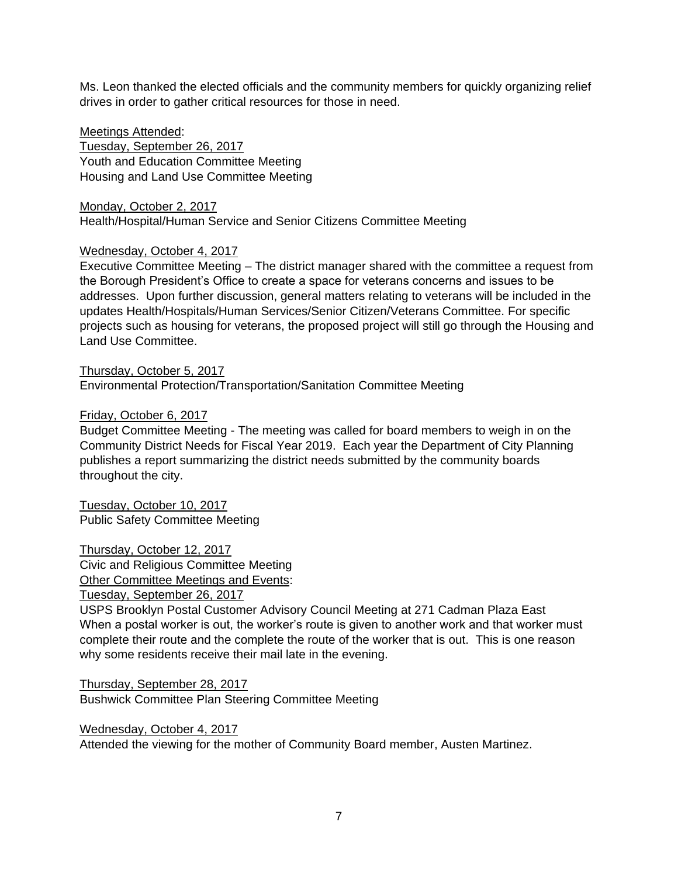Ms. Leon thanked the elected officials and the community members for quickly organizing relief drives in order to gather critical resources for those in need.

<u>Meetings Attended</u>:

<u>Tuesday, September 26, 2017</u>
Youth and Education Committee Meeting
Housing and Land Use Committee Meeting

<u>Monday, October 2, 2017</u>
Health/Hospital/Human Service and Senior Citizens Committee Meeting

<u>Wednesday, October 4, 2017</u>
Executive Committee Meeting – The district manager shared with the committee a request from the Borough President's Office to create a space for veterans concerns and issues to be addresses. Upon further discussion, general matters relating to veterans will be included in the updates Health/Hospitals/Human Services/Senior Citizen/Veterans Committee. For specific projects such as housing for veterans, the proposed project will still go through the Housing and Land Use Committee.

<u>Thursday, October 5, 2017</u>
Environmental Protection/Transportation/Sanitation Committee Meeting

<u>Friday, October 6, 2017</u>
Budget Committee Meeting - The meeting was called for board members to weigh in on the Community District Needs for Fiscal Year 2019. Each year the Department of City Planning publishes a report summarizing the district needs submitted by the community boards throughout the city.

<u>Tuesday, October 10, 2017</u>
Public Safety Committee Meeting

<u>Thursday, October 12, 2017</u>
Civic and Religious Committee Meeting

<u>Other Committee Meetings and Events</u>:

<u>Tuesday, September 26, 2017</u>
USPS Brooklyn Postal Customer Advisory Council Meeting at 271 Cadman Plaza East
When a postal worker is out, the worker's route is given to another work and that worker must complete their route and the complete the route of the worker that is out. This is one reason why some residents receive their mail late in the evening.

<u>Thursday, September 28, 2017</u>
Bushwick Committee Plan Steering Committee Meeting

<u>Wednesday, October 4, 2017</u>
Attended the viewing for the mother of Community Board member, Austen Martinez.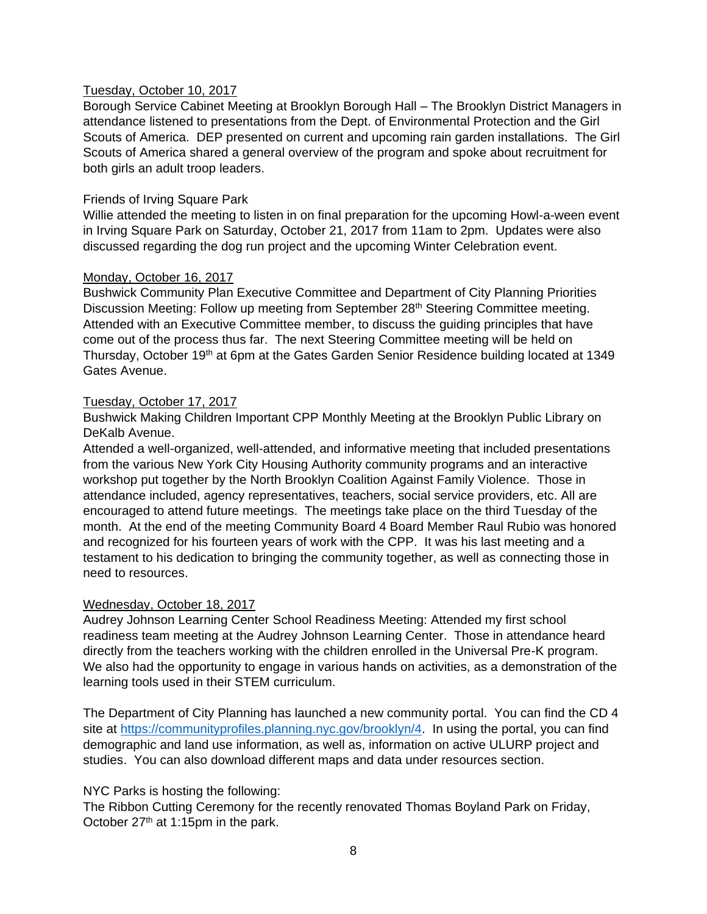Tuesday, October 10, 2017

Borough Service Cabinet Meeting at Brooklyn Borough Hall – The Brooklyn District Managers in attendance listened to presentations from the Dept. of Environmental Protection and the Girl Scouts of America. DEP presented on current and upcoming rain garden installations. The Girl Scouts of America shared a general overview of the program and spoke about recruitment for both girls an adult troop leaders.

Friends of Irving Square Park

Willie attended the meeting to listen in on final preparation for the upcoming Howl-a-ween event in Irving Square Park on Saturday, October 21, 2017 from 11am to 2pm. Updates were also discussed regarding the dog run project and the upcoming Winter Celebration event.

Monday, October 16, 2017

Bushwick Community Plan Executive Committee and Department of City Planning Priorities Discussion Meeting: Follow up meeting from September 28th Steering Committee meeting. Attended with an Executive Committee member, to discuss the guiding principles that have come out of the process thus far. The next Steering Committee meeting will be held on Thursday, October 19th at 6pm at the Gates Garden Senior Residence building located at 1349 Gates Avenue.

Tuesday, October 17, 2017

Bushwick Making Children Important CPP Monthly Meeting at the Brooklyn Public Library on DeKalb Avenue.

Attended a well-organized, well-attended, and informative meeting that included presentations from the various New York City Housing Authority community programs and an interactive workshop put together by the North Brooklyn Coalition Against Family Violence. Those in attendance included, agency representatives, teachers, social service providers, etc. All are encouraged to attend future meetings. The meetings take place on the third Tuesday of the month. At the end of the meeting Community Board 4 Board Member Raul Rubio was honored and recognized for his fourteen years of work with the CPP. It was his last meeting and a testament to his dedication to bringing the community together, as well as connecting those in need to resources.

Wednesday, October 18, 2017

Audrey Johnson Learning Center School Readiness Meeting: Attended my first school readiness team meeting at the Audrey Johnson Learning Center. Those in attendance heard directly from the teachers working with the children enrolled in the Universal Pre-K program. We also had the opportunity to engage in various hands on activities, as a demonstration of the learning tools used in their STEM curriculum.

The Department of City Planning has launched a new community portal. You can find the CD 4 site at https://communityprofiles.planning.nyc.gov/brooklyn/4. In using the portal, you can find demographic and land use information, as well as, information on active ULURP project and studies. You can also download different maps and data under resources section.

NYC Parks is hosting the following:

The Ribbon Cutting Ceremony for the recently renovated Thomas Boyland Park on Friday, October 27th at 1:15pm in the park.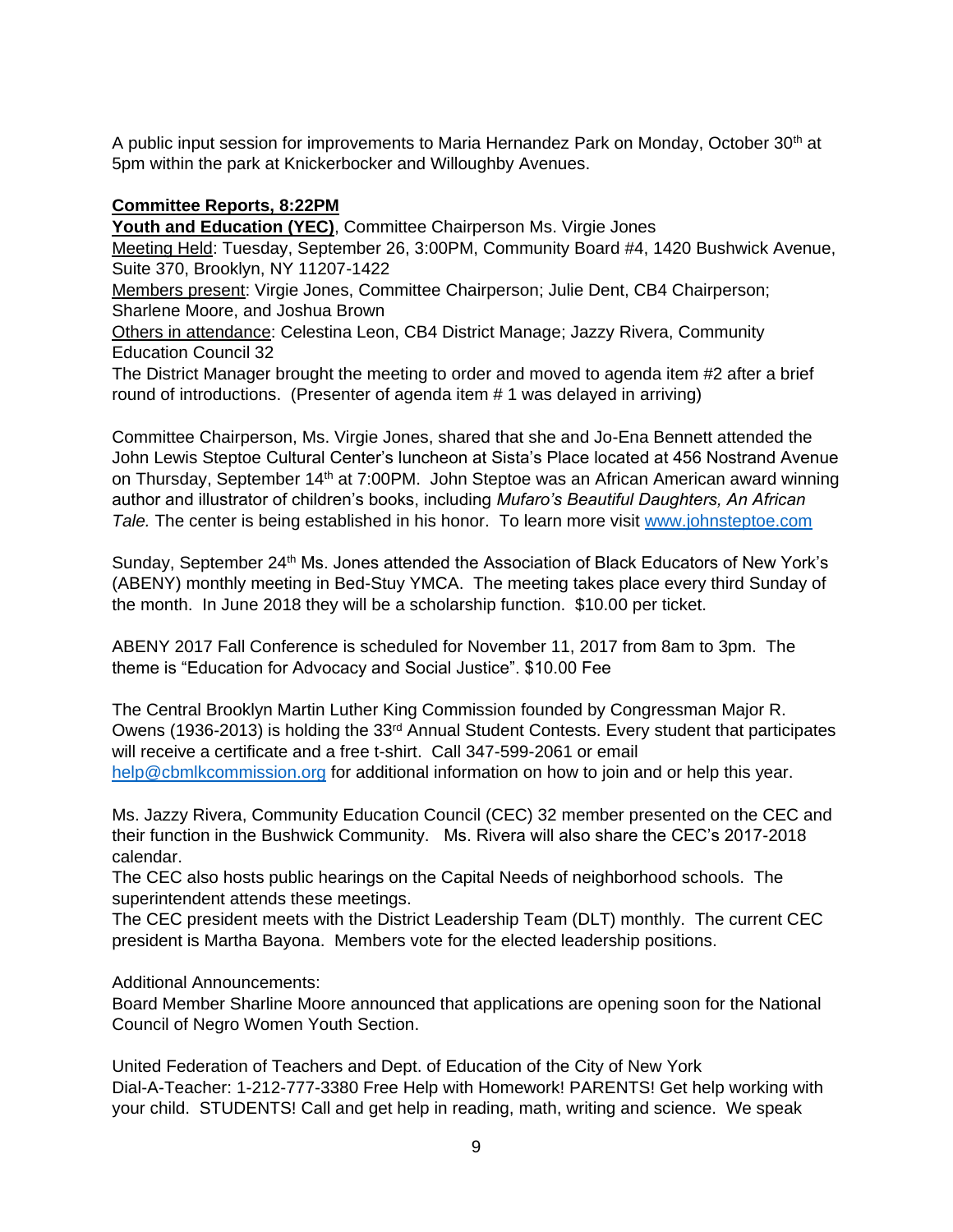A public input session for improvements to Maria Hernandez Park on Monday, October 30th at 5pm within the park at Knickerbocker and Willoughby Avenues.

**Committee Reports, 8:22PM**

**Youth and Education (YEC)**, Committee Chairperson Ms. Virgie Jones

Meeting Held: Tuesday, September 26, 3:00PM, Community Board #4, 1420 Bushwick Avenue, Suite 370, Brooklyn, NY 11207-1422

Members present: Virgie Jones, Committee Chairperson; Julie Dent, CB4 Chairperson; Sharlene Moore, and Joshua Brown

Others in attendance: Celestina Leon, CB4 District Manage; Jazzy Rivera, Community Education Council 32

The District Manager brought the meeting to order and moved to agenda item #2 after a brief round of introductions. (Presenter of agenda item # 1 was delayed in arriving)

Committee Chairperson, Ms. Virgie Jones, shared that she and Jo-Ena Bennett attended the John Lewis Steptoe Cultural Center's luncheon at Sista's Place located at 456 Nostrand Avenue on Thursday, September 14th at 7:00PM. John Steptoe was an African American award winning author and illustrator of children's books, including *Mufaro's Beautiful Daughters, An African Tale.* The center is being established in his honor. To learn more visit www.johnsteptoe.com

Sunday, September 24th Ms. Jones attended the Association of Black Educators of New York's (ABENY) monthly meeting in Bed-Stuy YMCA. The meeting takes place every third Sunday of the month. In June 2018 they will be a scholarship function. $10.00 per ticket.

ABENY 2017 Fall Conference is scheduled for November 11, 2017 from 8am to 3pm. The theme is "Education for Advocacy and Social Justice". $10.00 Fee

The Central Brooklyn Martin Luther King Commission founded by Congressman Major R. Owens (1936-2013) is holding the 33rd Annual Student Contests. Every student that participates will receive a certificate and a free t-shirt. Call 347-599-2061 or email help@cbmlkcommission.org for additional information on how to join and or help this year.

Ms. Jazzy Rivera, Community Education Council (CEC) 32 member presented on the CEC and their function in the Bushwick Community. Ms. Rivera will also share the CEC's 2017-2018 calendar.

The CEC also hosts public hearings on the Capital Needs of neighborhood schools. The superintendent attends these meetings.

The CEC president meets with the District Leadership Team (DLT) monthly. The current CEC president is Martha Bayona. Members vote for the elected leadership positions.

Additional Announcements:

Board Member Sharline Moore announced that applications are opening soon for the National Council of Negro Women Youth Section.

United Federation of Teachers and Dept. of Education of the City of New York

Dial-A-Teacher: 1-212-777-3380 Free Help with Homework! PARENTS! Get help working with your child. STUDENTS! Call and get help in reading, math, writing and science. We speak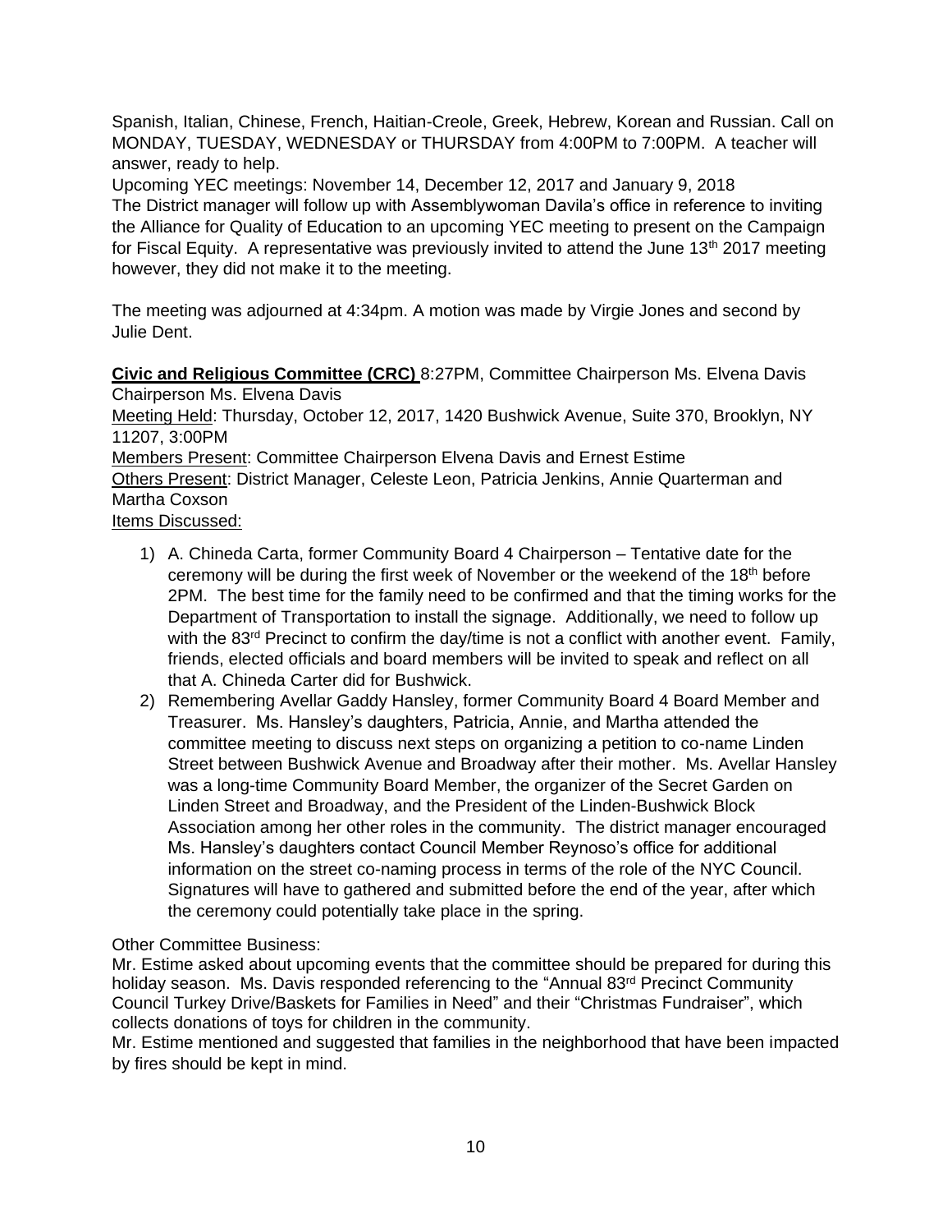Spanish, Italian, Chinese, French, Haitian-Creole, Greek, Hebrew, Korean and Russian. Call on MONDAY, TUESDAY, WEDNESDAY or THURSDAY from 4:00PM to 7:00PM. A teacher will answer, ready to help.

Upcoming YEC meetings: November 14, December 12, 2017 and January 9, 2018

The District manager will follow up with Assemblywoman Davila's office in reference to inviting the Alliance for Quality of Education to an upcoming YEC meeting to present on the Campaign for Fiscal Equity. A representative was previously invited to attend the June 13th 2017 meeting however, they did not make it to the meeting.

The meeting was adjourned at 4:34pm. A motion was made by Virgie Jones and second by Julie Dent.

**Civic and Religious Committee (CRC)** 8:27PM, Committee Chairperson Ms. Elvena Davis

Chairperson Ms. Elvena Davis

Meeting Held: Thursday, October 12, 2017, 1420 Bushwick Avenue, Suite 370, Brooklyn, NY 11207, 3:00PM

Members Present: Committee Chairperson Elvena Davis and Ernest Estime

Others Present: District Manager, Celeste Leon, Patricia Jenkins, Annie Quarterman and Martha Coxson

Items Discussed:

1) A. Chineda Carta, former Community Board 4 Chairperson – Tentative date for the ceremony will be during the first week of November or the weekend of the 18th before 2PM. The best time for the family need to be confirmed and that the timing works for the Department of Transportation to install the signage. Additionally, we need to follow up with the 83rd Precinct to confirm the day/time is not a conflict with another event. Family, friends, elected officials and board members will be invited to speak and reflect on all that A. Chineda Carter did for Bushwick.
2) Remembering Avellar Gaddy Hansley, former Community Board 4 Board Member and Treasurer. Ms. Hansley's daughters, Patricia, Annie, and Martha attended the committee meeting to discuss next steps on organizing a petition to co-name Linden Street between Bushwick Avenue and Broadway after their mother. Ms. Avellar Hansley was a long-time Community Board Member, the organizer of the Secret Garden on Linden Street and Broadway, and the President of the Linden-Bushwick Block Association among her other roles in the community. The district manager encouraged Ms. Hansley's daughters contact Council Member Reynoso's office for additional information on the street co-naming process in terms of the role of the NYC Council. Signatures will have to gathered and submitted before the end of the year, after which the ceremony could potentially take place in the spring.

Other Committee Business:

Mr. Estime asked about upcoming events that the committee should be prepared for during this holiday season. Ms. Davis responded referencing to the "Annual 83rd Precinct Community Council Turkey Drive/Baskets for Families in Need" and their "Christmas Fundraiser", which collects donations of toys for children in the community.

Mr. Estime mentioned and suggested that families in the neighborhood that have been impacted by fires should be kept in mind.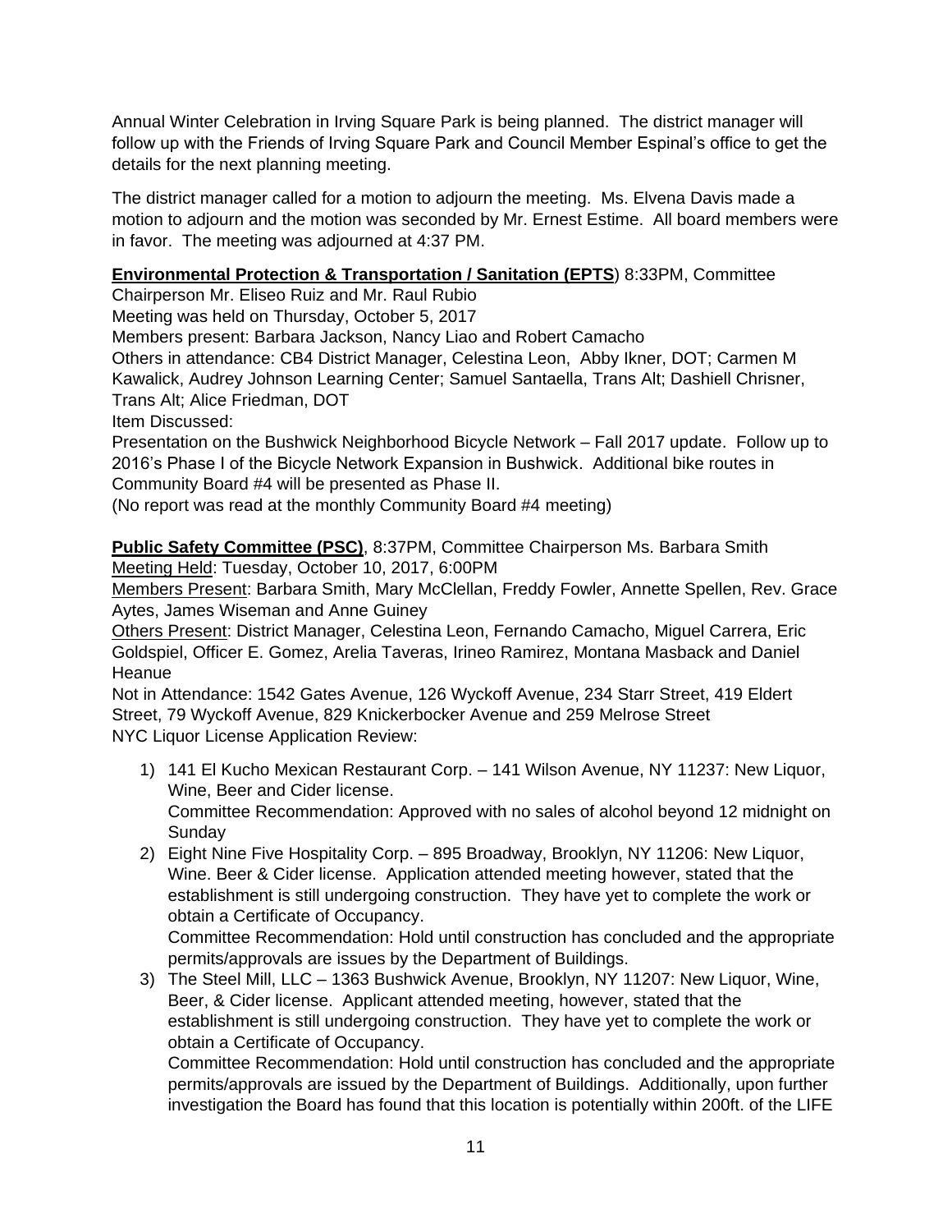Annual Winter Celebration in Irving Square Park is being planned. The district manager will follow up with the Friends of Irving Square Park and Council Member Espinal's office to get the details for the next planning meeting.

The district manager called for a motion to adjourn the meeting. Ms. Elvena Davis made a motion to adjourn and the motion was seconded by Mr. Ernest Estime. All board members were in favor. The meeting was adjourned at 4:37 PM.

**Environmental Protection & Transportation / Sanitation (EPTS**) 8:33PM, Committee Chairperson Mr. Eliseo Ruiz and Mr. Raul Rubio
Meeting was held on Thursday, October 5, 2017
Members present: Barbara Jackson, Nancy Liao and Robert Camacho
Others in attendance: CB4 District Manager, Celestina Leon, Abby Ikner, DOT; Carmen M Kawalick, Audrey Johnson Learning Center; Samuel Santaella, Trans Alt; Dashiell Chrisner, Trans Alt; Alice Friedman, DOT
Item Discussed:
Presentation on the Bushwick Neighborhood Bicycle Network – Fall 2017 update. Follow up to 2016's Phase I of the Bicycle Network Expansion in Bushwick. Additional bike routes in Community Board #4 will be presented as Phase II.
(No report was read at the monthly Community Board #4 meeting)

**Public Safety Committee (PSC)**, 8:37PM, Committee Chairperson Ms. Barbara Smith
Meeting Held: Tuesday, October 10, 2017, 6:00PM
Members Present: Barbara Smith, Mary McClellan, Freddy Fowler, Annette Spellen, Rev. Grace Aytes, James Wiseman and Anne Guiney
Others Present: District Manager, Celestina Leon, Fernando Camacho, Miguel Carrera, Eric Goldspiel, Officer E. Gomez, Arelia Taveras, Irineo Ramirez, Montana Masback and Daniel Heanue
Not in Attendance: 1542 Gates Avenue, 126 Wyckoff Avenue, 234 Starr Street, 419 Eldert Street, 79 Wyckoff Avenue, 829 Knickerbocker Avenue and 259 Melrose Street
NYC Liquor License Application Review:

1) 141 El Kucho Mexican Restaurant Corp. – 141 Wilson Avenue, NY 11237: New Liquor, Wine, Beer and Cider license.
   Committee Recommendation: Approved with no sales of alcohol beyond 12 midnight on Sunday
2) Eight Nine Five Hospitality Corp. – 895 Broadway, Brooklyn, NY 11206: New Liquor, Wine. Beer & Cider license. Application attended meeting however, stated that the establishment is still undergoing construction. They have yet to complete the work or obtain a Certificate of Occupancy.
   Committee Recommendation: Hold until construction has concluded and the appropriate permits/approvals are issues by the Department of Buildings.
3) The Steel Mill, LLC – 1363 Bushwick Avenue, Brooklyn, NY 11207: New Liquor, Wine, Beer, & Cider license. Applicant attended meeting, however, stated that the establishment is still undergoing construction. They have yet to complete the work or obtain a Certificate of Occupancy.
   Committee Recommendation: Hold until construction has concluded and the appropriate permits/approvals are issued by the Department of Buildings. Additionally, upon further investigation the Board has found that this location is potentially within 200ft. of the LIFE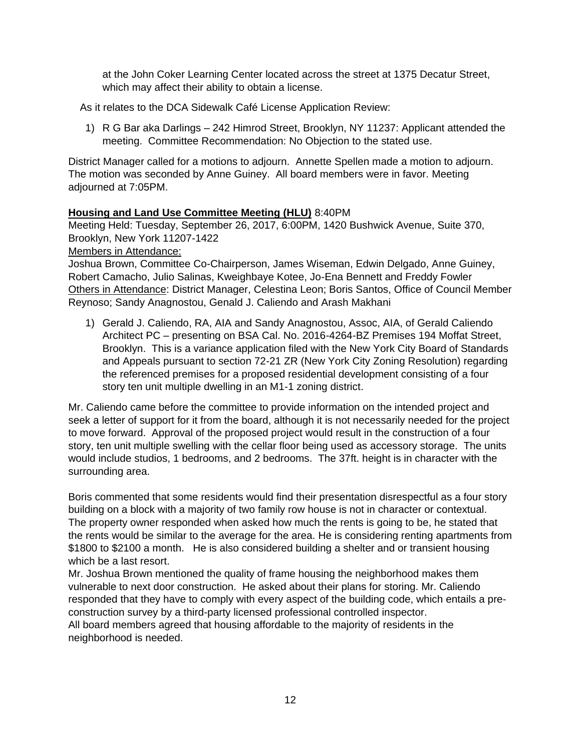at the John Coker Learning Center located across the street at 1375 Decatur Street, which may affect their ability to obtain a license.

As it relates to the DCA Sidewalk Café License Application Review:

1) R G Bar aka Darlings – 242 Himrod Street, Brooklyn, NY 11237: Applicant attended the meeting. Committee Recommendation: No Objection to the stated use.

District Manager called for a motions to adjourn. Annette Spellen made a motion to adjourn. The motion was seconded by Anne Guiney. All board members were in favor. Meeting adjourned at 7:05PM.

**<u>Housing and Land Use Committee Meeting (HLU)</u>** 8:40PM

Meeting Held: Tuesday, September 26, 2017, 6:00PM, 1420 Bushwick Avenue, Suite 370, Brooklyn, New York 11207-1422

<u>Members in Attendance:</u>

Joshua Brown, Committee Co-Chairperson, James Wiseman, Edwin Delgado, Anne Guiney, Robert Camacho, Julio Salinas, Kweighbaye Kotee, Jo-Ena Bennett and Freddy Fowler

<u>Others in Attendance</u>: District Manager, Celestina Leon; Boris Santos, Office of Council Member Reynoso; Sandy Anagnostou, Genald J. Caliendo and Arash Makhani

1) Gerald J. Caliendo, RA, AIA and Sandy Anagnostou, Assoc, AIA, of Gerald Caliendo Architect PC – presenting on BSA Cal. No. 2016-4264-BZ Premises 194 Moffat Street, Brooklyn. This is a variance application filed with the New York City Board of Standards and Appeals pursuant to section 72-21 ZR (New York City Zoning Resolution) regarding the referenced premises for a proposed residential development consisting of a four story ten unit multiple dwelling in an M1-1 zoning district.

Mr. Caliendo came before the committee to provide information on the intended project and seek a letter of support for it from the board, although it is not necessarily needed for the project to move forward. Approval of the proposed project would result in the construction of a four story, ten unit multiple swelling with the cellar floor being used as accessory storage. The units would include studios, 1 bedrooms, and 2 bedrooms. The 37ft. height is in character with the surrounding area.

Boris commented that some residents would find their presentation disrespectful as a four story building on a block with a majority of two family row house is not in character or contextual. The property owner responded when asked how much the rents is going to be, he stated that the rents would be similar to the average for the area. He is considering renting apartments from $1800 to $2100 a month. He is also considered building a shelter and or transient housing which be a last resort.

Mr. Joshua Brown mentioned the quality of frame housing the neighborhood makes them vulnerable to next door construction. He asked about their plans for storing. Mr. Caliendo responded that they have to comply with every aspect of the building code, which entails a pre-construction survey by a third-party licensed professional controlled inspector.

All board members agreed that housing affordable to the majority of residents in the neighborhood is needed.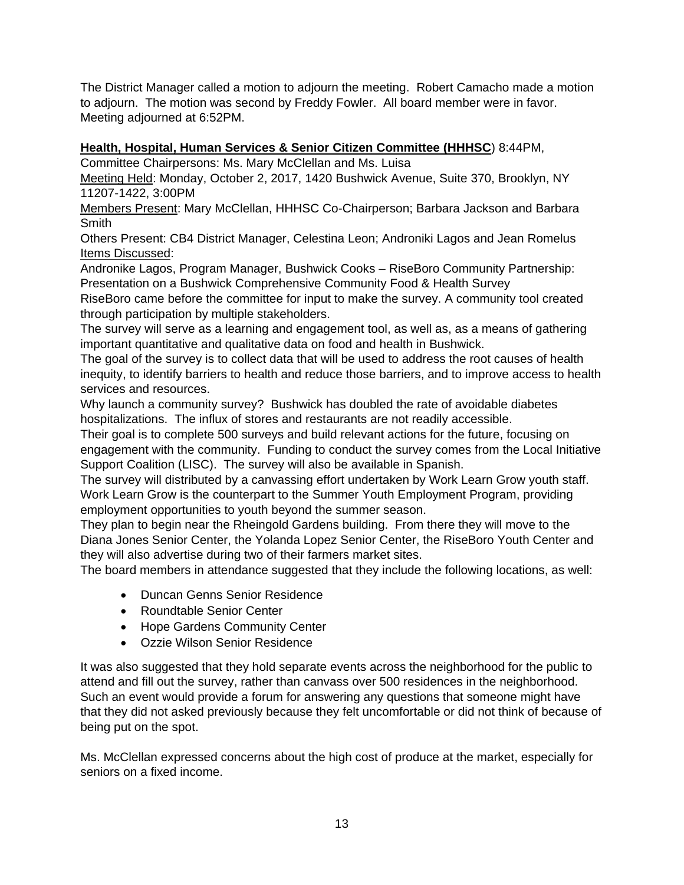The District Manager called a motion to adjourn the meeting. Robert Camacho made a motion to adjourn. The motion was second by Freddy Fowler. All board member were in favor. Meeting adjourned at 6:52PM.

**Health, Hospital, Human Services & Senior Citizen Committee (HHHSC**) 8:44PM,
Committee Chairpersons: Ms. Mary McClellan and Ms. Luisa
Meeting Held: Monday, October 2, 2017, 1420 Bushwick Avenue, Suite 370, Brooklyn, NY 11207-1422, 3:00PM
Members Present: Mary McClellan, HHHSC Co-Chairperson; Barbara Jackson and Barbara Smith
Others Present: CB4 District Manager, Celestina Leon; Androniki Lagos and Jean Romelus
Items Discussed:
Andronike Lagos, Program Manager, Bushwick Cooks – RiseBoro Community Partnership: Presentation on a Bushwick Comprehensive Community Food & Health Survey
RiseBoro came before the committee for input to make the survey. A community tool created through participation by multiple stakeholders.
The survey will serve as a learning and engagement tool, as well as, as a means of gathering important quantitative and qualitative data on food and health in Bushwick.
The goal of the survey is to collect data that will be used to address the root causes of health inequity, to identify barriers to health and reduce those barriers, and to improve access to health services and resources.
Why launch a community survey? Bushwick has doubled the rate of avoidable diabetes hospitalizations. The influx of stores and restaurants are not readily accessible.
Their goal is to complete 500 surveys and build relevant actions for the future, focusing on engagement with the community. Funding to conduct the survey comes from the Local Initiative Support Coalition (LISC). The survey will also be available in Spanish.
The survey will distributed by a canvassing effort undertaken by Work Learn Grow youth staff. Work Learn Grow is the counterpart to the Summer Youth Employment Program, providing employment opportunities to youth beyond the summer season.
They plan to begin near the Rheingold Gardens building. From there they will move to the Diana Jones Senior Center, the Yolanda Lopez Senior Center, the RiseBoro Youth Center and they will also advertise during two of their farmers market sites.
The board members in attendance suggested that they include the following locations, as well:

- Duncan Genns Senior Residence
- Roundtable Senior Center
- Hope Gardens Community Center
- Ozzie Wilson Senior Residence

It was also suggested that they hold separate events across the neighborhood for the public to attend and fill out the survey, rather than canvass over 500 residences in the neighborhood. Such an event would provide a forum for answering any questions that someone might have that they did not asked previously because they felt uncomfortable or did not think of because of being put on the spot.

Ms. McClellan expressed concerns about the high cost of produce at the market, especially for seniors on a fixed income.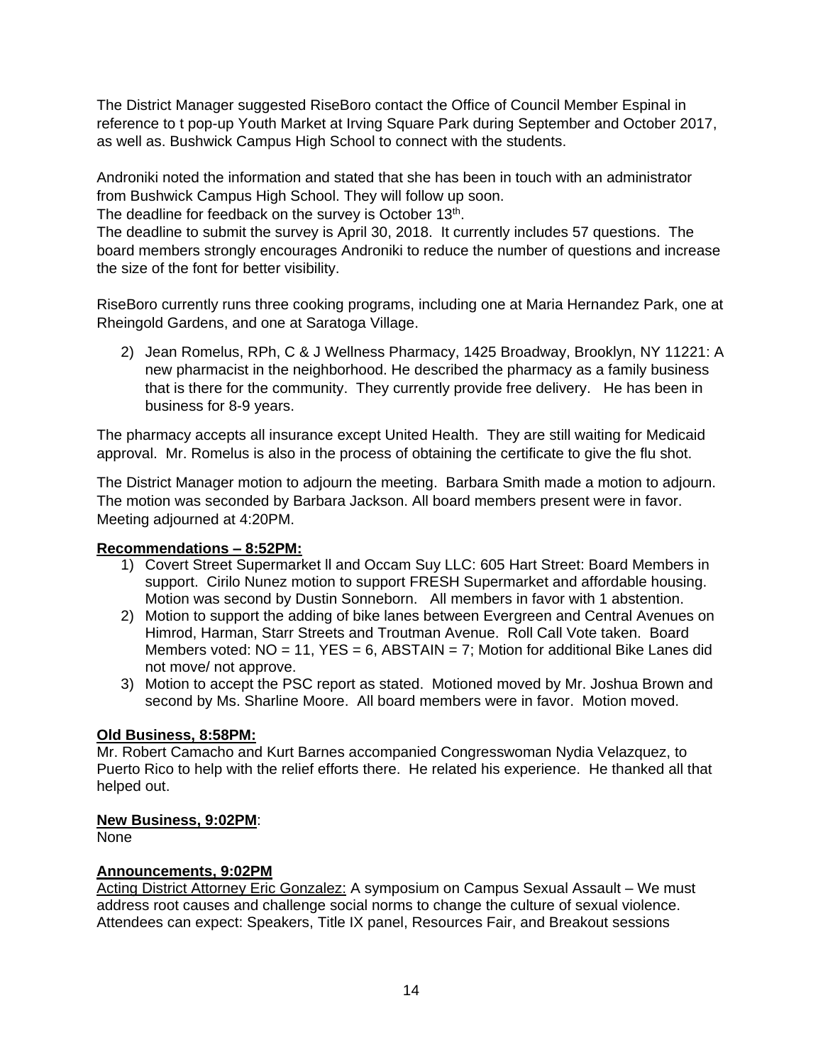The District Manager suggested RiseBoro contact the Office of Council Member Espinal in reference to t pop-up Youth Market at Irving Square Park during September and October 2017, as well as. Bushwick Campus High School to connect with the students.

Androniki noted the information and stated that she has been in touch with an administrator from Bushwick Campus High School. They will follow up soon.
The deadline for feedback on the survey is October 13th.
The deadline to submit the survey is April 30, 2018. It currently includes 57 questions. The board members strongly encourages Androniki to reduce the number of questions and increase the size of the font for better visibility.

RiseBoro currently runs three cooking programs, including one at Maria Hernandez Park, one at Rheingold Gardens, and one at Saratoga Village.

2) Jean Romelus, RPh, C & J Wellness Pharmacy, 1425 Broadway, Brooklyn, NY 11221: A new pharmacist in the neighborhood. He described the pharmacy as a family business that is there for the community. They currently provide free delivery. He has been in business for 8-9 years.

The pharmacy accepts all insurance except United Health. They are still waiting for Medicaid approval. Mr. Romelus is also in the process of obtaining the certificate to give the flu shot.

The District Manager motion to adjourn the meeting. Barbara Smith made a motion to adjourn. The motion was seconded by Barbara Jackson. All board members present were in favor. Meeting adjourned at 4:20PM.

**Recommendations – 8:52PM:**

1) Covert Street Supermarket ll and Occam Suy LLC: 605 Hart Street: Board Members in support. Cirilo Nunez motion to support FRESH Supermarket and affordable housing. Motion was second by Dustin Sonneborn. All members in favor with 1 abstention.
2) Motion to support the adding of bike lanes between Evergreen and Central Avenues on Himrod, Harman, Starr Streets and Troutman Avenue. Roll Call Vote taken. Board Members voted: NO = 11, YES = 6, ABSTAIN = 7; Motion for additional Bike Lanes did not move/ not approve.
3) Motion to accept the PSC report as stated. Motioned moved by Mr. Joshua Brown and second by Ms. Sharline Moore. All board members were in favor. Motion moved.

**Old Business, 8:58PM:**

Mr. Robert Camacho and Kurt Barnes accompanied Congresswoman Nydia Velazquez, to Puerto Rico to help with the relief efforts there. He related his experience. He thanked all that helped out.

**New Business, 9:02PM**:

None

**Announcements, 9:02PM**

Acting District Attorney Eric Gonzalez: A symposium on Campus Sexual Assault – We must address root causes and challenge social norms to change the culture of sexual violence. Attendees can expect: Speakers, Title IX panel, Resources Fair, and Breakout sessions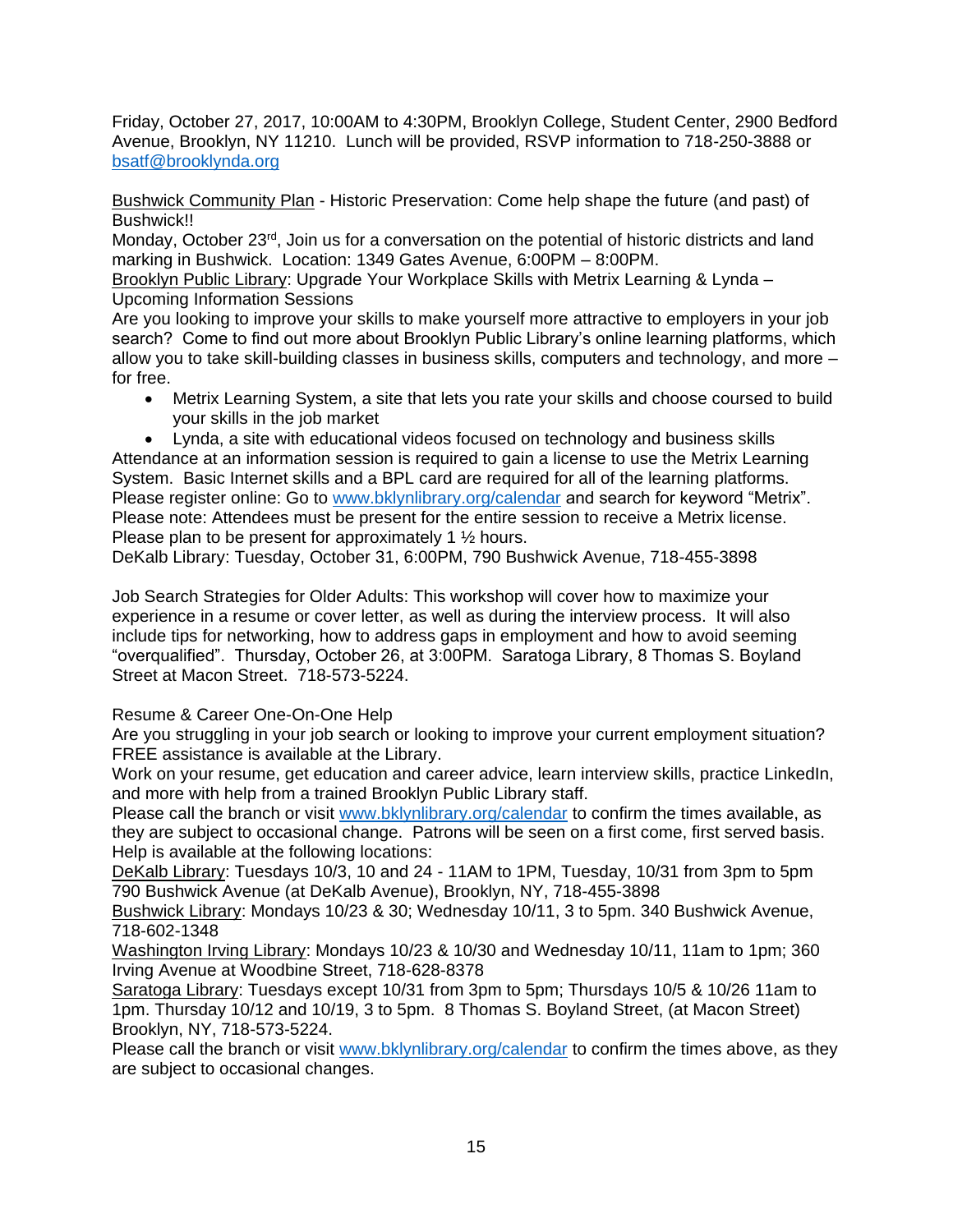Friday, October 27, 2017, 10:00AM to 4:30PM, Brooklyn College, Student Center, 2900 Bedford Avenue, Brooklyn, NY 11210. Lunch will be provided, RSVP information to 718-250-3888 or bsatf@brooklynda.org

Bushwick Community Plan - Historic Preservation: Come help shape the future (and past) of Bushwick!!

Monday, October 23rd, Join us for a conversation on the potential of historic districts and land marking in Bushwick. Location: 1349 Gates Avenue, 6:00PM – 8:00PM.

Brooklyn Public Library: Upgrade Your Workplace Skills with Metrix Learning & Lynda – Upcoming Information Sessions

Are you looking to improve your skills to make yourself more attractive to employers in your job search? Come to find out more about Brooklyn Public Library's online learning platforms, which allow you to take skill-building classes in business skills, computers and technology, and more – for free.

- Metrix Learning System, a site that lets you rate your skills and choose coursed to build your skills in the job market
- Lynda, a site with educational videos focused on technology and business skills

Attendance at an information session is required to gain a license to use the Metrix Learning System. Basic Internet skills and a BPL card are required for all of the learning platforms. Please register online: Go to www.bklynlibrary.org/calendar and search for keyword "Metrix". Please note: Attendees must be present for the entire session to receive a Metrix license. Please plan to be present for approximately 1 ½ hours.

DeKalb Library: Tuesday, October 31, 6:00PM, 790 Bushwick Avenue, 718-455-3898

Job Search Strategies for Older Adults: This workshop will cover how to maximize your experience in a resume or cover letter, as well as during the interview process. It will also include tips for networking, how to address gaps in employment and how to avoid seeming "overqualified". Thursday, October 26, at 3:00PM. Saratoga Library, 8 Thomas S. Boyland Street at Macon Street. 718-573-5224.

Resume & Career One-On-One Help

Are you struggling in your job search or looking to improve your current employment situation? FREE assistance is available at the Library.

Work on your resume, get education and career advice, learn interview skills, practice LinkedIn, and more with help from a trained Brooklyn Public Library staff.

Please call the branch or visit www.bklynlibrary.org/calendar to confirm the times available, as they are subject to occasional change. Patrons will be seen on a first come, first served basis. Help is available at the following locations:

DeKalb Library: Tuesdays 10/3, 10 and 24 - 11AM to 1PM, Tuesday, 10/31 from 3pm to 5pm 790 Bushwick Avenue (at DeKalb Avenue), Brooklyn, NY, 718-455-3898

Bushwick Library: Mondays 10/23 & 30; Wednesday 10/11, 3 to 5pm. 340 Bushwick Avenue, 718-602-1348

Washington Irving Library: Mondays 10/23 & 10/30 and Wednesday 10/11, 11am to 1pm; 360 Irving Avenue at Woodbine Street, 718-628-8378

Saratoga Library: Tuesdays except 10/31 from 3pm to 5pm; Thursdays 10/5 & 10/26 11am to 1pm. Thursday 10/12 and 10/19, 3 to 5pm. 8 Thomas S. Boyland Street, (at Macon Street) Brooklyn, NY, 718-573-5224.

Please call the branch or visit www.bklynlibrary.org/calendar to confirm the times above, as they are subject to occasional changes.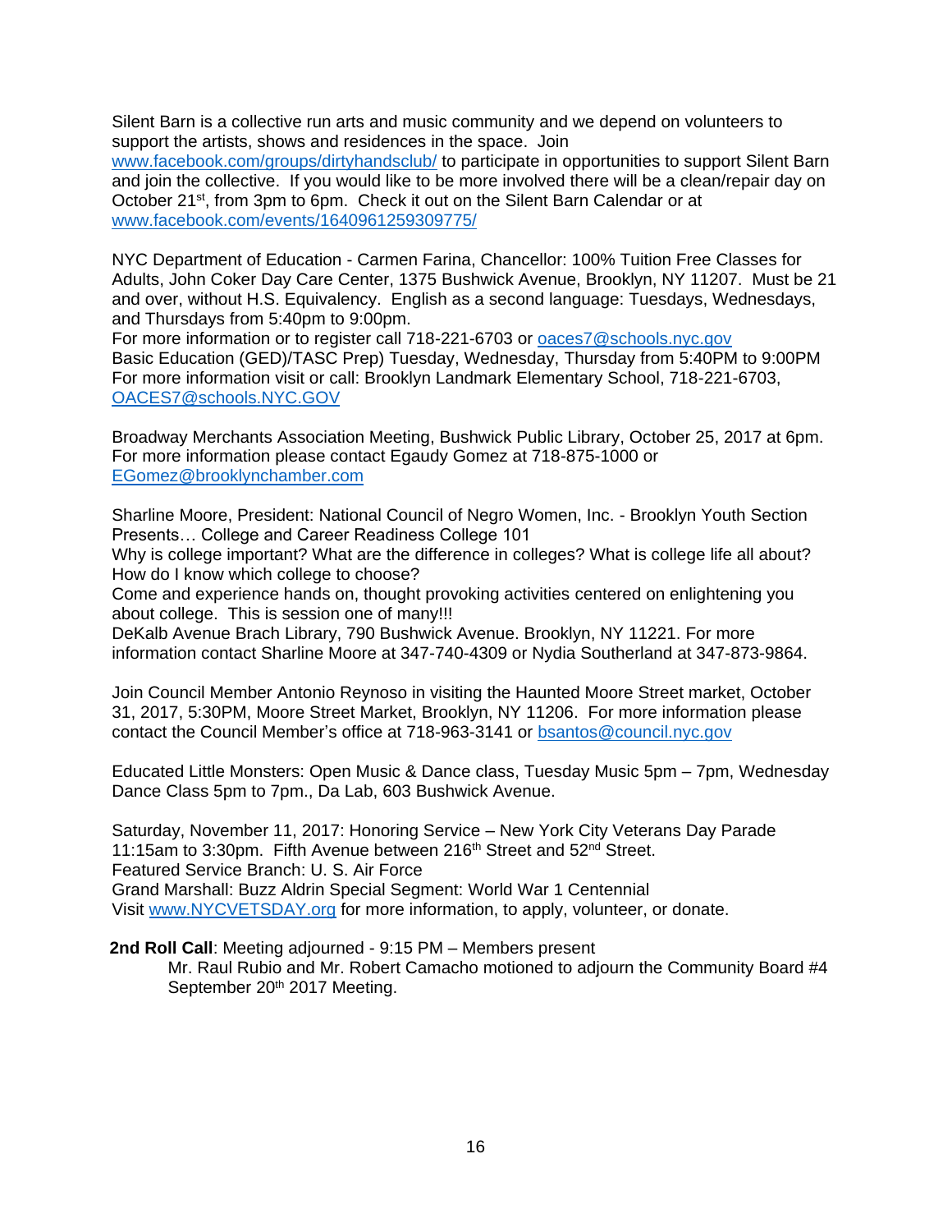Silent Barn is a collective run arts and music community and we depend on volunteers to support the artists, shows and residences in the space. Join www.facebook.com/groups/dirtyhandsclub/ to participate in opportunities to support Silent Barn and join the collective. If you would like to be more involved there will be a clean/repair day on October 21st, from 3pm to 6pm. Check it out on the Silent Barn Calendar or at www.facebook.com/events/1640961259309775/

NYC Department of Education - Carmen Farina, Chancellor: 100% Tuition Free Classes for Adults, John Coker Day Care Center, 1375 Bushwick Avenue, Brooklyn, NY 11207. Must be 21 and over, without H.S. Equivalency. English as a second language: Tuesdays, Wednesdays, and Thursdays from 5:40pm to 9:00pm.
For more information or to register call 718-221-6703 or oaces7@schools.nyc.gov
Basic Education (GED)/TASC Prep) Tuesday, Wednesday, Thursday from 5:40PM to 9:00PM
For more information visit or call: Brooklyn Landmark Elementary School, 718-221-6703, OACES7@schools.NYC.GOV

Broadway Merchants Association Meeting, Bushwick Public Library, October 25, 2017 at 6pm. For more information please contact Egaudy Gomez at 718-875-1000 or EGomez@brooklynchamber.com

Sharline Moore, President: National Council of Negro Women, Inc. - Brooklyn Youth Section Presents… College and Career Readiness College 101
Why is college important? What are the difference in colleges? What is college life all about? How do I know which college to choose?
Come and experience hands on, thought provoking activities centered on enlightening you about college. This is session one of many!!!
DeKalb Avenue Brach Library, 790 Bushwick Avenue. Brooklyn, NY 11221. For more information contact Sharline Moore at 347-740-4309 or Nydia Southerland at 347-873-9864.

Join Council Member Antonio Reynoso in visiting the Haunted Moore Street market, October 31, 2017, 5:30PM, Moore Street Market, Brooklyn, NY 11206. For more information please contact the Council Member's office at 718-963-3141 or bsantos@council.nyc.gov

Educated Little Monsters: Open Music & Dance class, Tuesday Music 5pm – 7pm, Wednesday Dance Class 5pm to 7pm., Da Lab, 603 Bushwick Avenue.

Saturday, November 11, 2017: Honoring Service – New York City Veterans Day Parade 11:15am to 3:30pm. Fifth Avenue between 216th Street and 52nd Street.
Featured Service Branch: U. S. Air Force
Grand Marshall: Buzz Aldrin Special Segment: World War 1 Centennial
Visit www.NYCVETSDAY.org for more information, to apply, volunteer, or donate.

**2nd Roll Call**: Meeting adjourned - 9:15 PM – Members present

Mr. Raul Rubio and Mr. Robert Camacho motioned to adjourn the Community Board #4 September 20th 2017 Meeting.